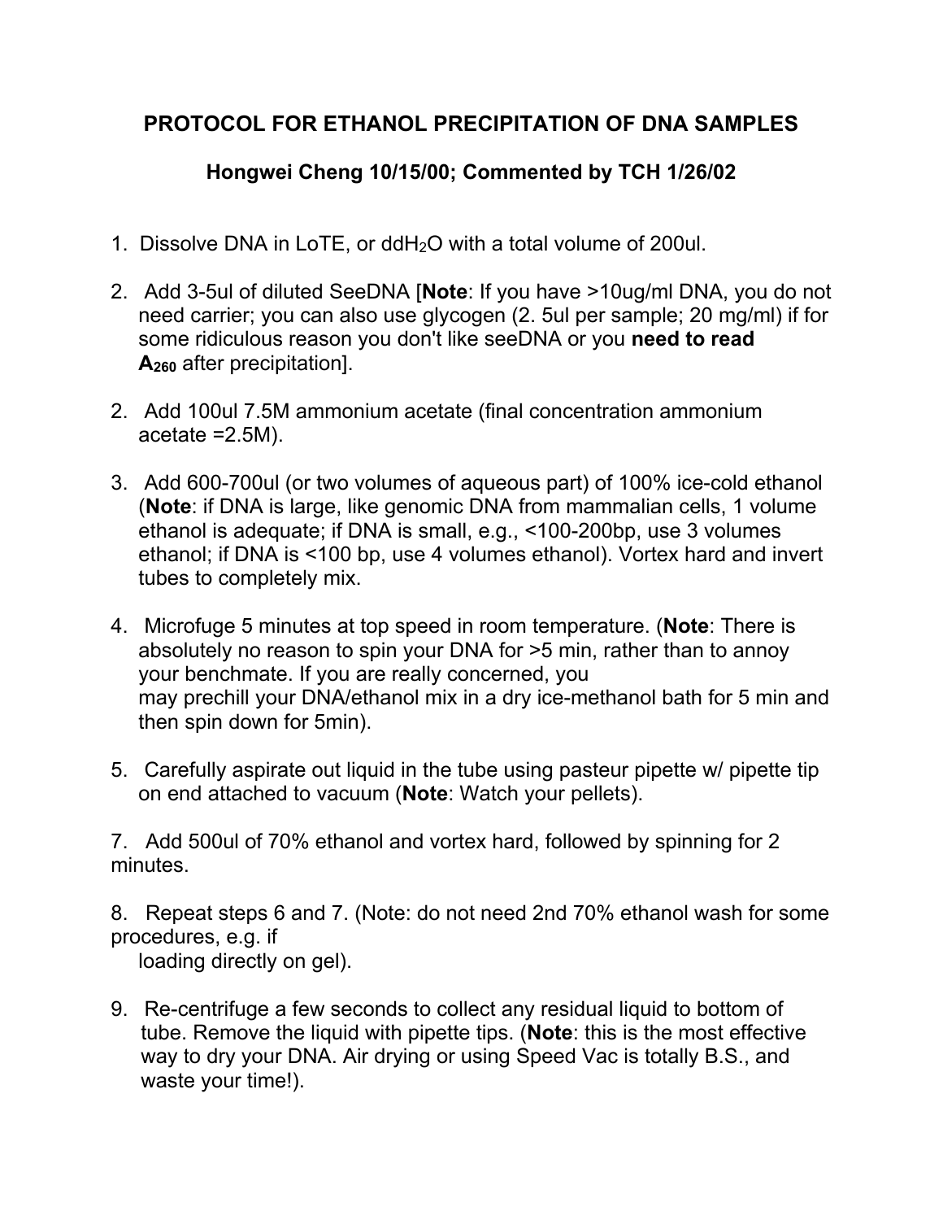# PROTOCOL FOR ETHANOL PRECIPITATION OF DNA SAMPLES

**Hongwei Cheng 10/15/00; Commented by TCH 1/26/02**

1. Dissolve DNA in LoTE, or $ddH_2O$ with a total volume of 200ul.

2. Add 3-5ul of diluted SeeDNA [**Note**: If you have >10ug/ml DNA, you do not need carrier; you can also use glycogen (2. 5ul per sample; 20 mg/ml) if for some ridiculous reason you don't like seeDNA or you **need to read $A_{260}$** after precipitation].

2. Add 100ul 7.5M ammonium acetate (final concentration ammonium acetate =2.5M).

3. Add 600-700ul (or two volumes of aqueous part) of 100% ice-cold ethanol (**Note**: if DNA is large, like genomic DNA from mammalian cells, 1 volume ethanol is adequate; if DNA is small, e.g., <100-200bp, use 3 volumes ethanol; if DNA is <100 bp, use 4 volumes ethanol). Vortex hard and invert tubes to completely mix.

4. Microfuge 5 minutes at top speed in room temperature. (**Note**: There is absolutely no reason to spin your DNA for >5 min, rather than to annoy your benchmate. If you are really concerned, you may prechill your DNA/ethanol mix in a dry ice-methanol bath for 5 min and then spin down for 5min).

5. Carefully aspirate out liquid in the tube using pasteur pipette w/ pipette tip on end attached to vacuum (**Note**: Watch your pellets).

7. Add 500ul of 70% ethanol and vortex hard, followed by spinning for 2 minutes.

8. Repeat steps 6 and 7. (Note: do not need 2nd 70% ethanol wash for some procedures, e.g. if loading directly on gel).

9. Re-centrifuge a few seconds to collect any residual liquid to bottom of tube. Remove the liquid with pipette tips. (**Note**: this is the most effective way to dry your DNA. Air drying or using Speed Vac is totally B.S., and waste your time!).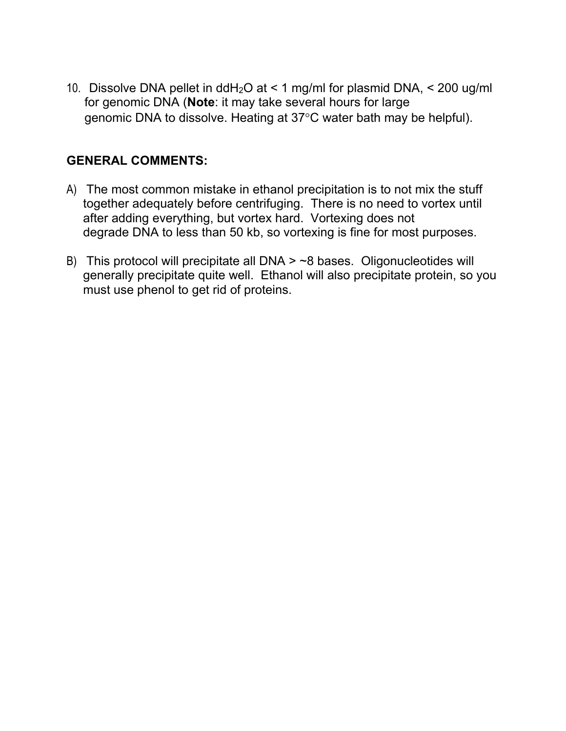10. Dissolve DNA pellet in $ddH_2O$ at < 1 mg/ml for plasmid DNA, < 200 ug/ml for genomic DNA (**Note**: it may take several hours for large genomic DNA to dissolve. Heating at 37°C water bath may be helpful).

**GENERAL COMMENTS:**

A) The most common mistake in ethanol precipitation is to not mix the stuff together adequately before centrifuging. There is no need to vortex until after adding everything, but vortex hard. Vortexing does not degrade DNA to less than 50 kb, so vortexing is fine for most purposes.

B) This protocol will precipitate all DNA > ~8 bases. Oligonucleotides will generally precipitate quite well. Ethanol will also precipitate protein, so you must use phenol to get rid of proteins.